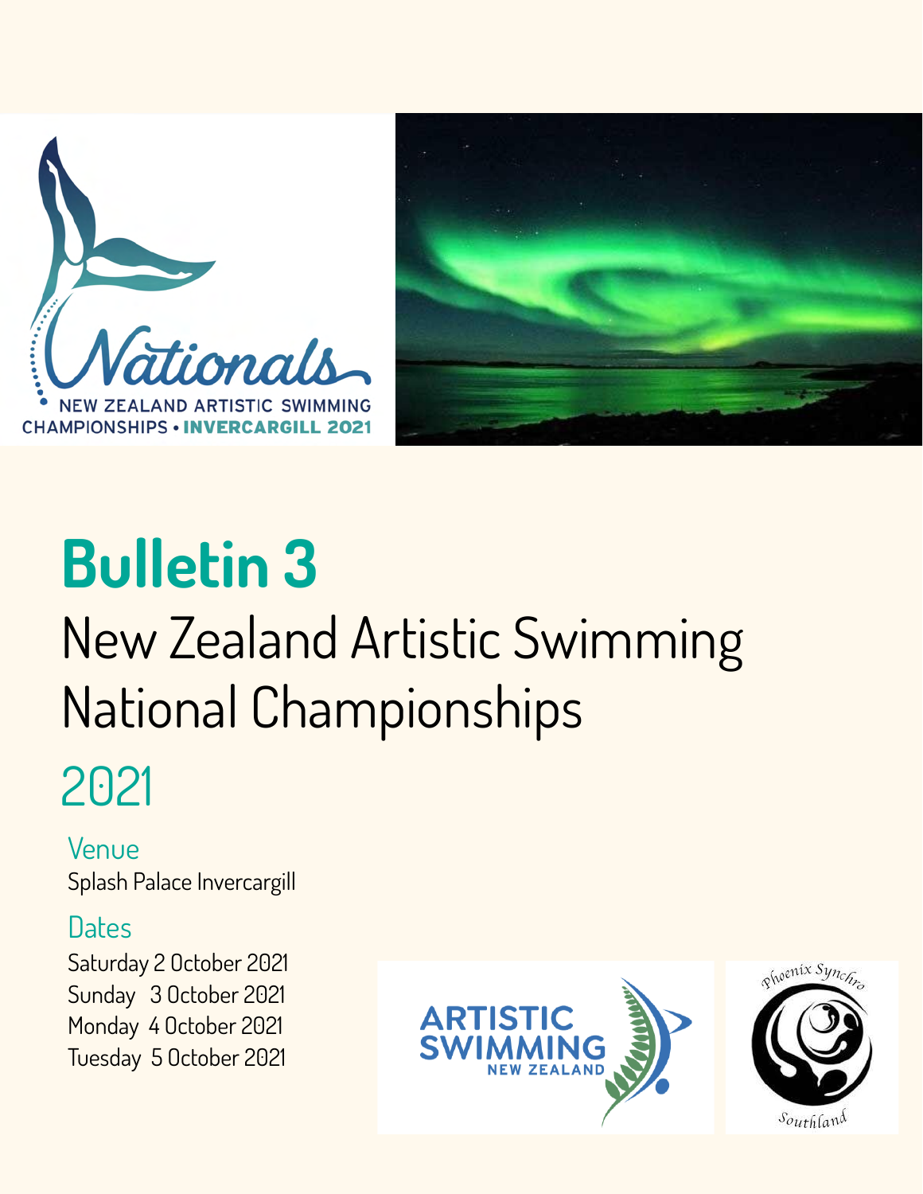# Bulletin 3

## New Zealand Artistic Swimming National Championships

## 2021

### Venue

Splash Palace Invercargill

### Dates

Saturday 2 October 2021
Sunday 3 October 2021
Monday 4 October 2021
Tuesday 5 October 2021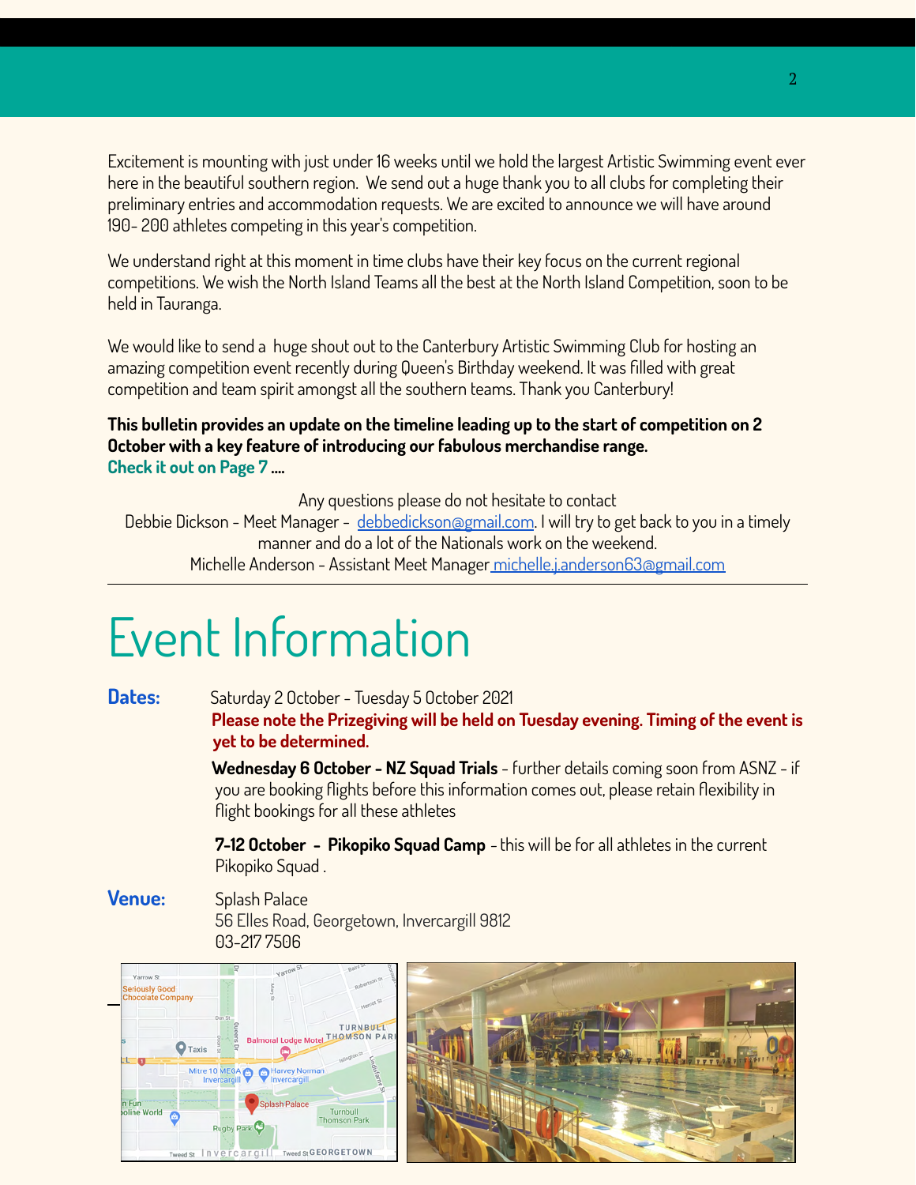Excitement is mounting with just under 16 weeks until we hold the largest Artistic Swimming event ever here in the beautiful southern region. We send out a huge thank you to all clubs for completing their preliminary entries and accommodation requests. We are excited to announce we will have around 190- 200 athletes competing in this year's competition.

We understand right at this moment in time clubs have their key focus on the current regional competitions. We wish the North Island Teams all the best at the North Island Competition, soon to be held in Tauranga.

We would like to send a huge shout out to the Canterbury Artistic Swimming Club for hosting an amazing competition event recently during Queen's Birthday weekend. It was filled with great competition and team spirit amongst all the southern teams. Thank you Canterbury!

**This bulletin provides an update on the timeline leading up to the start of competition on 2 October with a key feature of introducing our fabulous merchandise range.**
**Check it out on Page 7 ....**

Any questions please do not hesitate to contact
Debbie Dickson - Meet Manager - debbedickson@gmail.com. I will try to get back to you in a timely manner and do a lot of the Nationals work on the weekend.
Michelle Anderson - Assistant Meet Manager michelle.j.anderson63@gmail.com

# Event Information

**Dates:** Saturday 2 October - Tuesday 5 October 2021

**Please note the Prizegiving will be held on Tuesday evening. Timing of the event is yet to be determined.**

**Wednesday 6 October - NZ Squad Trials** - further details coming soon from ASNZ - if you are booking flights before this information comes out, please retain flexibility in flight bookings for all these athletes

**7-12 October - Pikopiko Squad Camp** - this will be for all athletes in the current Pikopiko Squad .

**Venue:** Splash Palace
56 Elles Road, Georgetown, Invercargill 9812
03-217 7506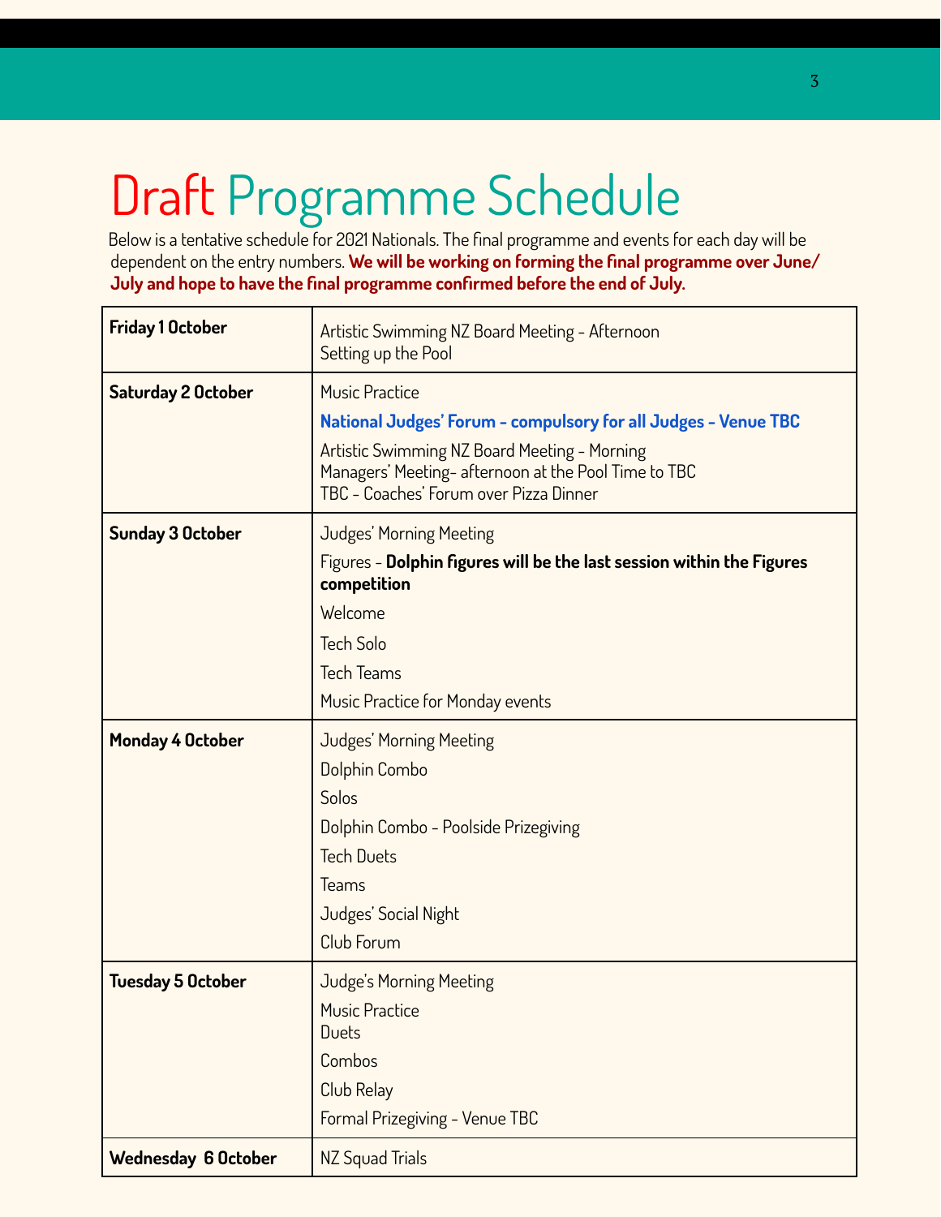# Draft Programme Schedule

Below is a tentative schedule for 2021 Nationals. The final programme and events for each day will be dependent on the entry numbers. **We will be working on forming the final programme over June/July and hope to have the final programme confirmed before the end of July.**

| Day | Programme |
| --- | --- |
| **Friday 1 October** | Artistic Swimming NZ Board Meeting - Afternoon<br>Setting up the Pool |
| **Saturday 2 October** | Music Practice<br>**National Judges' Forum - compulsory for all Judges - Venue TBC**<br>Artistic Swimming NZ Board Meeting - Morning<br>Managers' Meeting- afternoon at the Pool Time to TBC<br>TBC - Coaches' Forum over Pizza Dinner |
| **Sunday 3 October** | Judges' Morning Meeting<br>Figures - **Dolphin figures will be the last session within the Figures competition**<br>Welcome<br>Tech Solo<br>Tech Teams<br>Music Practice for Monday events |
| **Monday 4 October** | Judges' Morning Meeting<br>Dolphin Combo<br>Solos<br>Dolphin Combo - Poolside Prizegiving<br>Tech Duets<br>Teams<br>Judges' Social Night<br>Club Forum |
| **Tuesday 5 October** | Judge's Morning Meeting<br>Music Practice<br>Duets<br>Combos<br>Club Relay<br>Formal Prizegiving - Venue TBC |
| **Wednesday 6 October** | NZ Squad Trials |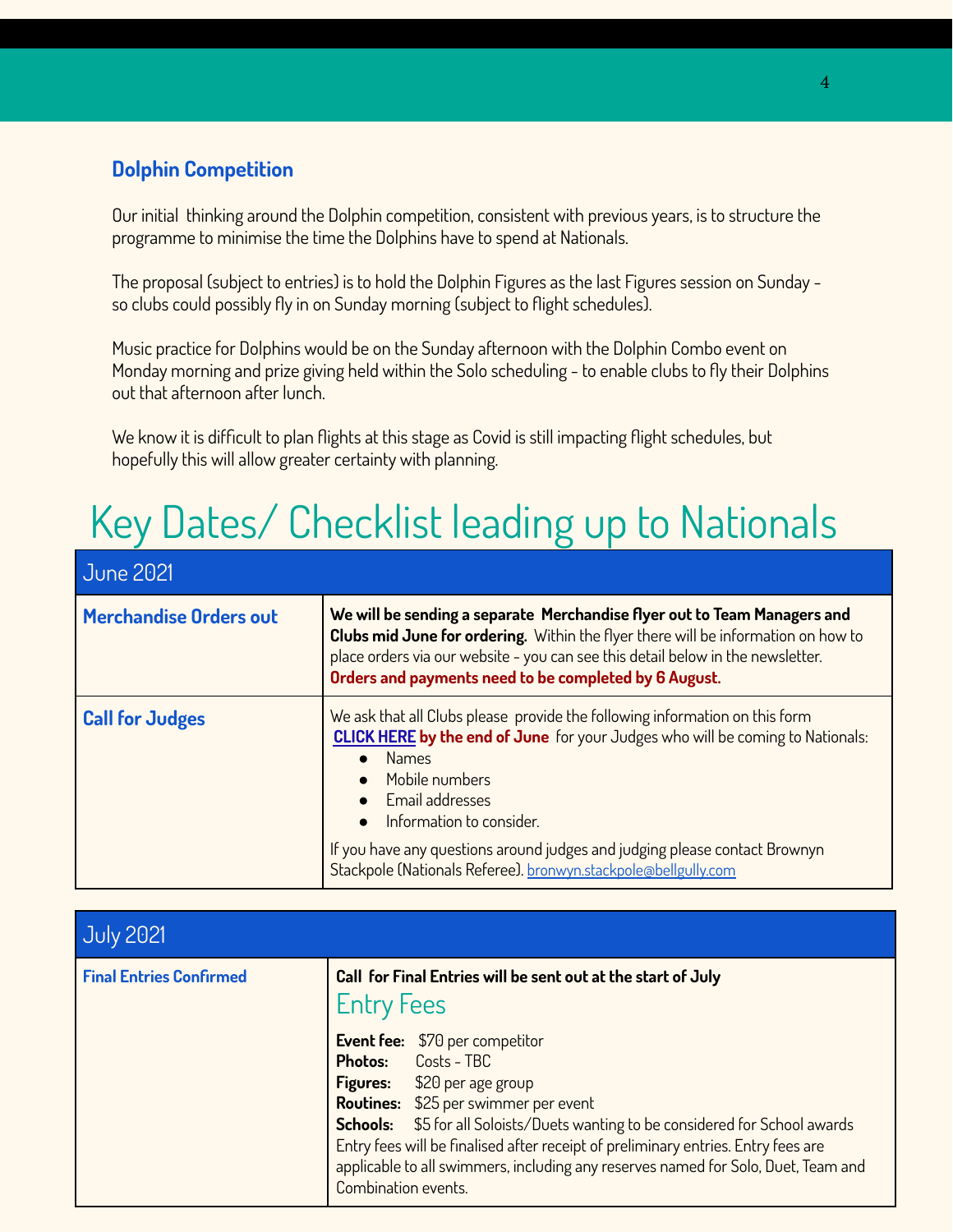### Dolphin Competition

Our initial thinking around the Dolphin competition, consistent with previous years, is to structure the programme to minimise the time the Dolphins have to spend at Nationals.

The proposal (subject to entries) is to hold the Dolphin Figures as the last Figures session on Sunday - so clubs could possibly fly in on Sunday morning (subject to flight schedules).

Music practice for Dolphins would be on the Sunday afternoon with the Dolphin Combo event on Monday morning and prize giving held within the Solo scheduling - to enable clubs to fly their Dolphins out that afternoon after lunch.

We know it is difficult to plan flights at this stage as Covid is still impacting flight schedules, but hopefully this will allow greater certainty with planning.

# Key Dates/ Checklist leading up to Nationals

| June 2021 | |
|---|---|
| **Merchandise Orders out** | **We will be sending a separate Merchandise flyer out to Team Managers and Clubs mid June for ordering.** Within the flyer there will be information on how to place orders via our website - you can see this detail below in the newsletter. **Orders and payments need to be completed by 6 August.** |
| **Call for Judges** | We ask that all Clubs please provide the following information on this form **CLICK HERE by the end of June** for your Judges who will be coming to Nationals: <br>• Names <br>• Mobile numbers <br>• Email addresses <br>• Information to consider. <br><br>If you have any questions around judges and judging please contact Brownyn Stackpole (Nationals Referee). bronwyn.stackpole@bellgully.com |

| July 2021 | |
|---|---|
| **Final Entries Confirmed** | **Call for Final Entries will be sent out at the start of July** <br><br>**Entry Fees** <br><br>**Event fee:** $70 per competitor <br>**Photos:** Costs - TBC <br>**Figures:** $20 per age group <br>**Routines:** $25 per swimmer per event <br>**Schools:** $5 for all Soloists/Duets wanting to be considered for School awards <br>Entry fees will be finalised after receipt of preliminary entries. Entry fees are applicable to all swimmers, including any reserves named for Solo, Duet, Team and Combination events. |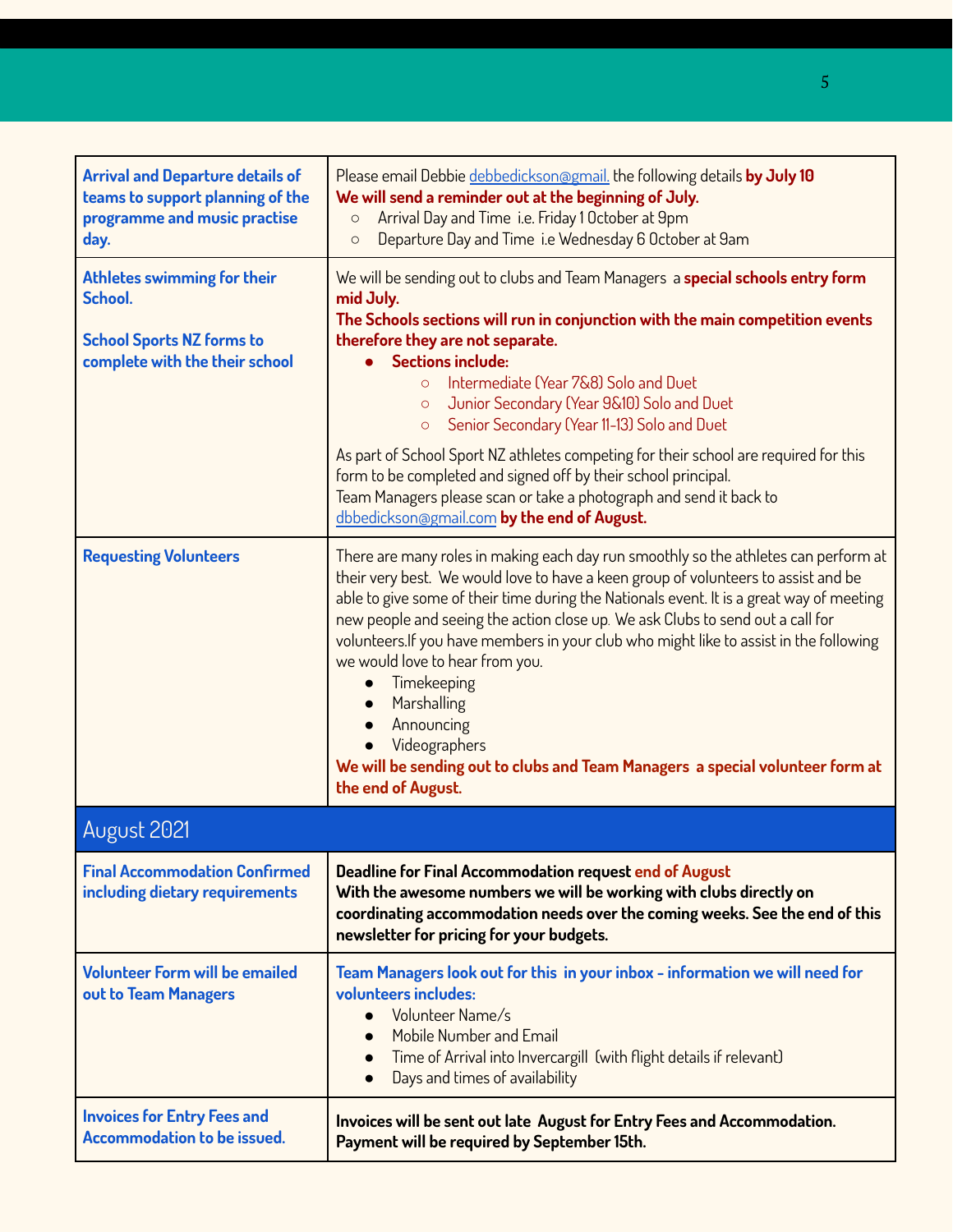| | |
|---|---|
| **Arrival and Departure details of teams to support planning of the programme and music practise day.** | Please email Debbie debbedickson@gmail. the following details **by July 10**<br>**We will send a reminder out at the beginning of July.**<br>○ Arrival Day and Time i.e. Friday 1 October at 9pm<br>○ Departure Day and Time i.e Wednesday 6 October at 9am |
| **Athletes swimming for their School.**<br><br>**School Sports NZ forms to complete with the their school** | We will be sending out to clubs and Team Managers a **special schools entry form mid July.**<br>**The Schools sections will run in conjunction with the main competition events therefore they are not separate.**<br>● **Sections include:**<br>○ Intermediate (Year 7&8) Solo and Duet<br>○ Junior Secondary (Year 9&10) Solo and Duet<br>○ Senior Secondary (Year 11-13) Solo and Duet<br><br>As part of School Sport NZ athletes competing for their school are required for this form to be completed and signed off by their school principal.<br>Team Managers please scan or take a photograph and send it back to dbbedickson@gmail.com **by the end of August.** |
| **Requesting Volunteers** | There are many roles in making each day run smoothly so the athletes can perform at their very best. We would love to have a keen group of volunteers to assist and be able to give some of their time during the Nationals event. It is a great way of meeting new people and seeing the action close up. We ask Clubs to send out a call for volunteers.If you have members in your club who might like to assist in the following we would love to hear from you.<br>● Timekeeping<br>● Marshalling<br>● Announcing<br>● Videographers<br>**We will be sending out to clubs and Team Managers a special volunteer form at the end of August.** |
| **August 2021** | |
| **Final Accommodation Confirmed including dietary requirements** | **Deadline for Final Accommodation request end of August**<br>**With the awesome numbers we will be working with clubs directly on coordinating accommodation needs over the coming weeks. See the end of this newsletter for pricing for your budgets.** |
| **Volunteer Form will be emailed out to Team Managers** | **Team Managers look out for this in your inbox - information we will need for volunteers includes:**<br>● Volunteer Name/s<br>● Mobile Number and Email<br>● Time of Arrival into Invercargill (with flight details if relevant)<br>● Days and times of availability |
| **Invoices for Entry Fees and Accommodation to be issued.** | **Invoices will be sent out late August for Entry Fees and Accommodation. Payment will be required by September 15th.** |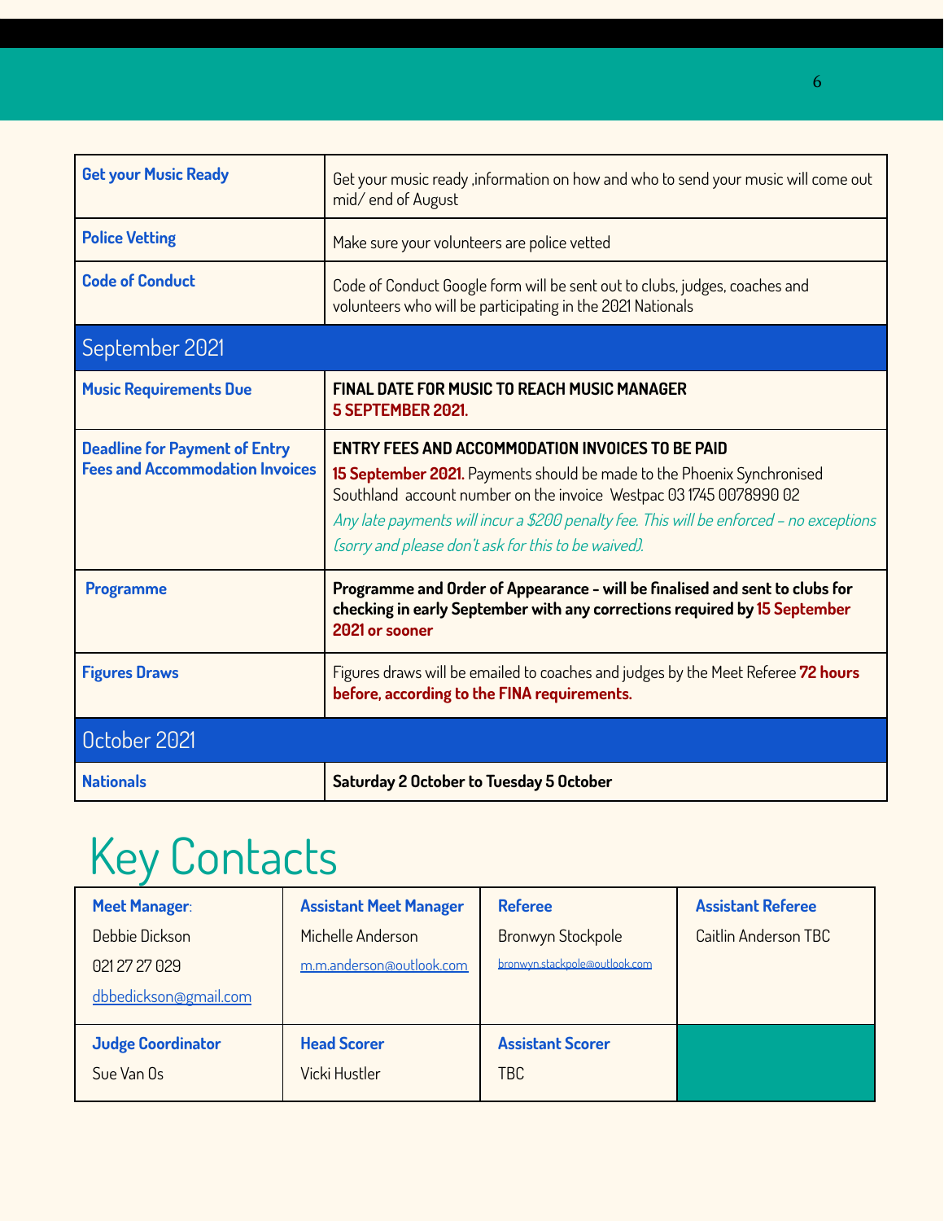| | |
|---|---|
| **Get your Music Ready** | Get your music ready ,information on how and who to send your music will come out mid/ end of August |
| **Police Vetting** | Make sure your volunteers are police vetted |
| **Code of Conduct** | Code of Conduct Google form will be sent out to clubs, judges, coaches and volunteers who will be participating in the 2021 Nationals |
| **September 2021** | |
| **Music Requirements Due** | **FINAL DATE FOR MUSIC TO REACH MUSIC MANAGER 5 SEPTEMBER 2021.** |
| **Deadline for Payment of Entry Fees and Accommodation Invoices** | **ENTRY FEES AND ACCOMMODATION INVOICES TO BE PAID** **15 September 2021.** Payments should be made to the Phoenix Synchronised Southland account number on the invoice Westpac 03 1745 0078990 02 *Any late payments will incur a $200 penalty fee. This will be enforced – no exceptions (sorry and please don't ask for this to be waived).* |
| **Programme** | **Programme and Order of Appearance - will be finalised and sent to clubs for checking in early September with any corrections required by 15 September 2021 or sooner** |
| **Figures Draws** | Figures draws will be emailed to coaches and judges by the Meet Referee **72 hours before, according to the FINA requirements.** |
| **October 2021** | |
| **Nationals** | **Saturday 2 October to Tuesday 5 October** |

# Key Contacts

| **Meet Manager**: | **Assistant Meet Manager** | **Referee** | **Assistant Referee** |
|---|---|---|---|
| Debbie Dickson<br>021 27 27 029<br>dbbedickson@gmail.com | Michelle Anderson<br>m.m.anderson@outlook.com | Bronwyn Stockpole<br>bronwyn.stackpole@outlook.com | Caitlin Anderson TBC |
| **Judge Coordinator** | **Head Scorer** | **Assistant Scorer** | |
| Sue Van Os | Vicki Hustler | TBC | |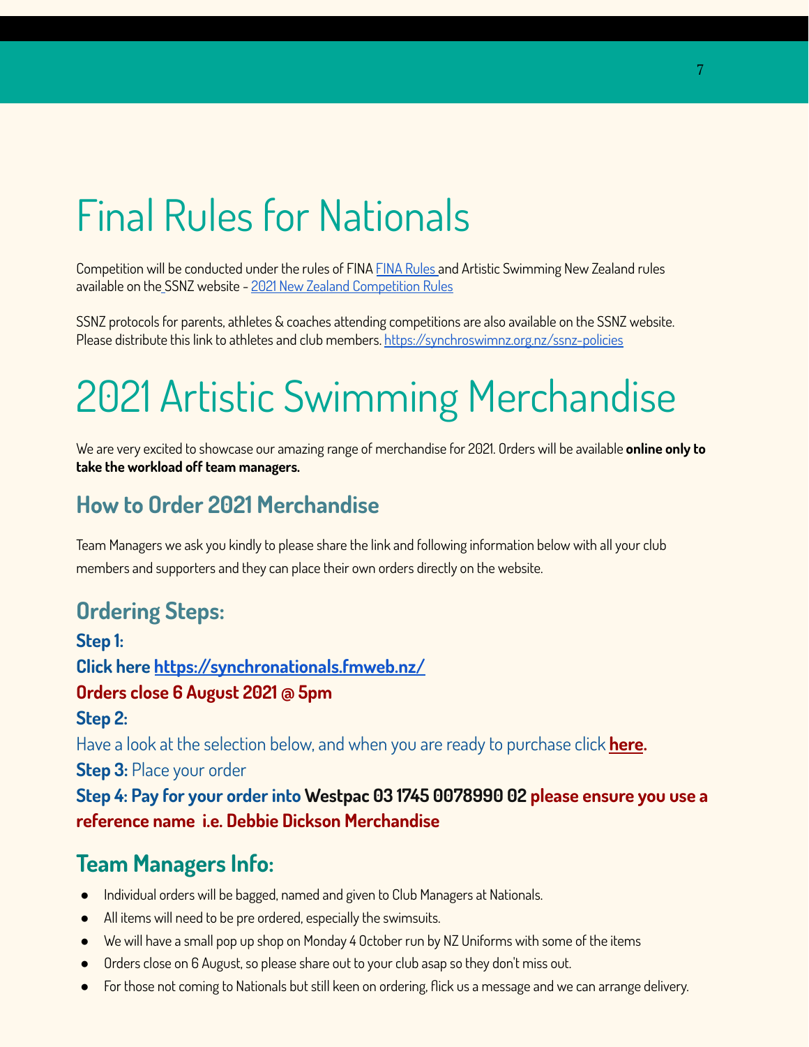# Final Rules for Nationals

Competition will be conducted under the rules of FINA [FINA Rules](#) and Artistic Swimming New Zealand rules available on the SSNZ website - [2021 New Zealand Competition Rules](#)

SSNZ protocols for parents, athletes & coaches attending competitions are also available on the SSNZ website. Please distribute this link to athletes and club members. https://synchroswimnz.org.nz/ssnz-policies

# 2021 Artistic Swimming Merchandise

We are very excited to showcase our amazing range of merchandise for 2021. Orders will be available **online only to take the workload off team managers.**

## How to Order 2021 Merchandise

Team Managers we ask you kindly to please share the link and following information below with all your club members and supporters and they can place their own orders directly on the website.

## Ordering Steps:

**Step 1:**

**Click here https://synchronationals.fmweb.nz/**

**Orders close 6 August 2021 @ 5pm**

**Step 2:**

Have a look at the selection below, and when you are ready to purchase click **[here](#).**

**Step 3:** Place your order

**Step 4: Pay for your order into Westpac 03 1745 0078990 02 please ensure you use a reference name i.e. Debbie Dickson Merchandise**

## Team Managers Info:

- Individual orders will be bagged, named and given to Club Managers at Nationals.
- All items will need to be pre ordered, especially the swimsuits.
- We will have a small pop up shop on Monday 4 October run by NZ Uniforms with some of the items
- Orders close on 6 August, so please share out to your club asap so they don't miss out.
- For those not coming to Nationals but still keen on ordering, flick us a message and we can arrange delivery.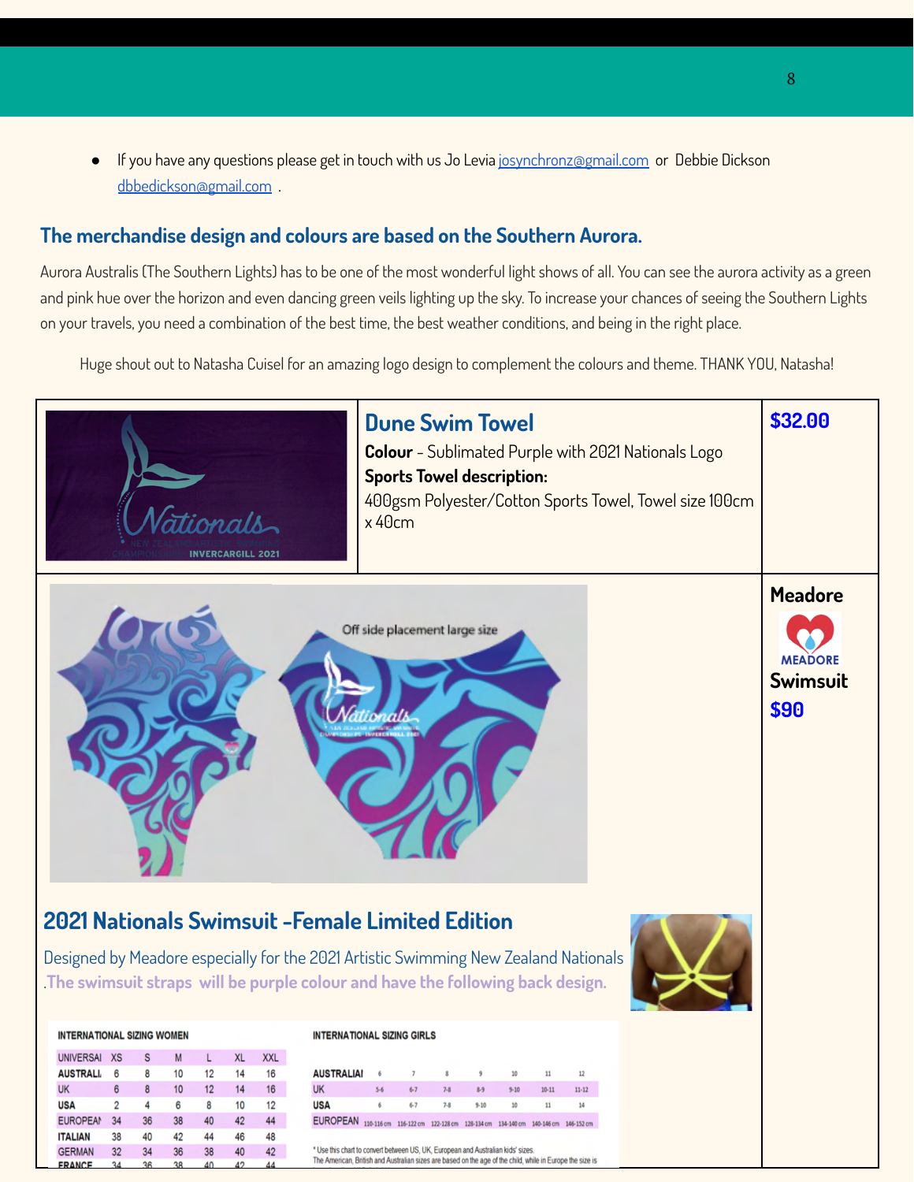- If you have any questions please get in touch with us Jo Levia josynchronz@gmail.com or Debbie Dickson dbbedickson@gmail.com .

## The merchandise design and colours are based on the Southern Aurora.

Aurora Australis (The Southern Lights) has to be one of the most wonderful light shows of all. You can see the aurora activity as a green and pink hue over the horizon and even dancing green veils lighting up the sky. To increase your chances of seeing the Southern Lights on your travels, you need a combination of the best time, the best weather conditions, and being in the right place.

Huge shout out to Natasha Cuisel for an amazing logo design to complement the colours and theme. THANK YOU, Natasha!

## Dune Swim Towel

**Colour** - Sublimated Purple with 2021 Nationals Logo

**Sports Towel description:**

400gsm Polyester/Cotton Sports Towel, Towel size 100cm x 40cm

**$32.00**

Off side placement large size

**Meadore**

MEADORE

**Swimsuit**

**$90**

## 2021 Nationals Swimsuit -Female Limited Edition

Designed by Meadore especially for the 2021 Artistic Swimming New Zealand Nationals .**The swimsuit straps will be purple colour and have the following back design.**

**INTERNATIONAL SIZING WOMEN**

| UNIVERSAL | XS | S | M | L | XL | XXL |
|---|---|---|---|---|---|---|
| AUSTRALIA | 6 | 8 | 10 | 12 | 14 | 16 |
| UK | 6 | 8 | 10 | 12 | 14 | 16 |
| USA | 2 | 4 | 6 | 8 | 10 | 12 |
| EUROPEAN | 34 | 36 | 38 | 40 | 42 | 44 |
| ITALIAN | 38 | 40 | 42 | 44 | 46 | 48 |
| GERMAN | 32 | 34 | 36 | 38 | 40 | 42 |
| FRANCE | 34 | 36 | 38 | 40 | 42 | 44 |

**INTERNATIONAL SIZING GIRLS**

| AUSTRALIAN | 6 | 7 | 8 | 9 | 10 | 11 | 12 |
|---|---|---|---|---|---|---|---|
| UK | 5-6 | 6-7 | 7-8 | 8-9 | 9-10 | 10-11 | 11-12 |
| USA | 6 | 6-7 | 7-8 | 9-10 | 10 | 11 | 14 |
| EUROPEAN | 110-116 cm | 116-122 cm | 122-128 cm | 128-134 cm | 134-140 cm | 140-146 cm | 146-152 cm |

* Use this chart to convert between US, UK, European and Australian kids' sizes.
The American, British and Australian sizes are based on the age of the child, while in Europe the size is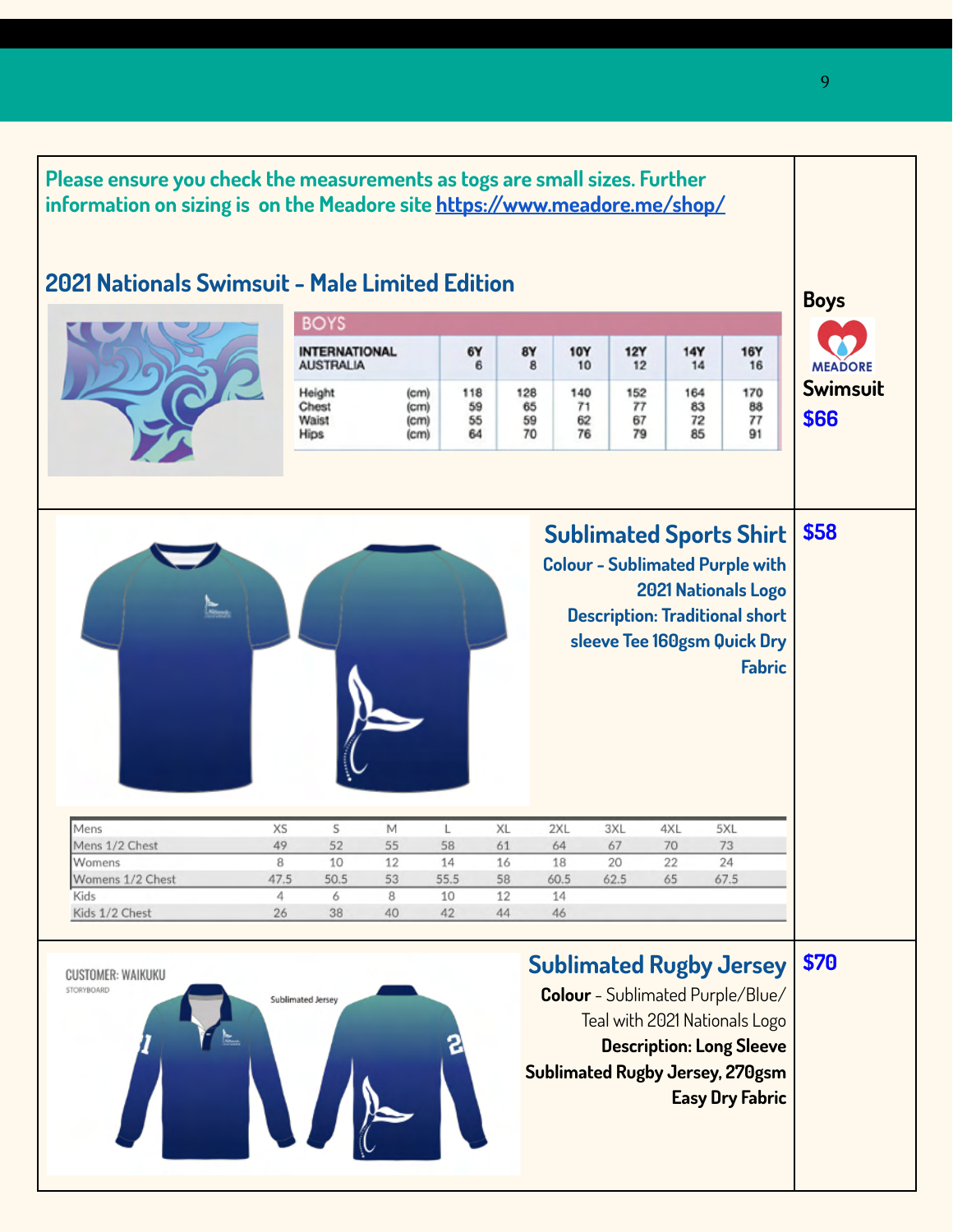**Please ensure you check the measurements as togs are small sizes. Further information on sizing is on the Meadore site [https://www.meadore.me/shop/](https://www.meadore.me/shop/)**

## 2021 Nationals Swimsuit - Male Limited Edition

**Boys**

MEADORE

**Swimsuit**

**$66**

| BOYS | | | | | | | |
|---|---|---|---|---|---|---|---|
| INTERNATIONAL AUSTRALIA | | 6Y 6 | 8Y 8 | 10Y 10 | 12Y 12 | 14Y 14 | 16Y 16 |
| Height | (cm) | 118 | 128 | 140 | 152 | 164 | 170 |
| Chest | (cm) | 59 | 65 | 71 | 77 | 83 | 88 |
| Waist | (cm) | 55 | 59 | 62 | 67 | 72 | 77 |
| Hips | (cm) | 64 | 70 | 76 | 79 | 85 | 91 |

## Sublimated Sports Shirt

**$58**

**Colour - Sublimated Purple with 2021 Nationals Logo**

**Description: Traditional short sleeve Tee 160gsm Quick Dry Fabric**

| Mens | XS | S | M | L | XL | 2XL | 3XL | 4XL | 5XL |
|---|---|---|---|---|---|---|---|---|---|
| Mens 1/2 Chest | 49 | 52 | 55 | 58 | 61 | 64 | 67 | 70 | 73 |
| Womens | 8 | 10 | 12 | 14 | 16 | 18 | 20 | 22 | 24 |
| Womens 1/2 Chest | 47.5 | 50.5 | 53 | 55.5 | 58 | 60.5 | 62.5 | 65 | 67.5 |
| Kids | 4 | 6 | 8 | 10 | 12 | 14 | | | |
| Kids 1/2 Chest | 26 | 38 | 40 | 42 | 44 | 46 | | | |

## Sublimated Rugby Jersey

**$70**

**Colour** - Sublimated Purple/Blue/Teal with 2021 Nationals Logo

**Description: Long Sleeve Sublimated Rugby Jersey, 270gsm Easy Dry Fabric**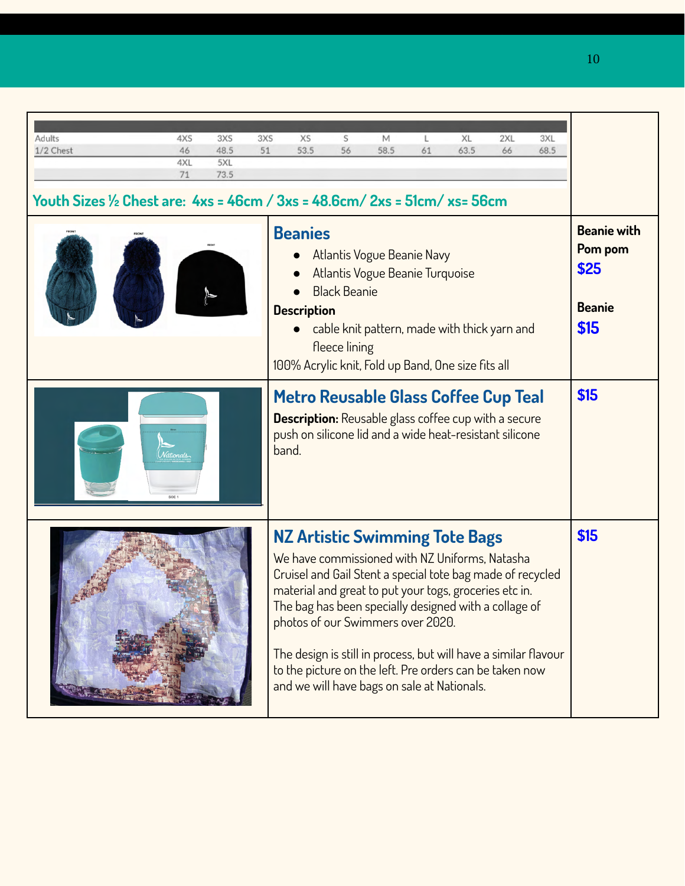| Adults | 4XS | 3XS | 3XS | XS | S | M | L | XL | 2XL | 3XL |
|---|---|---|---|---|---|---|---|---|---|---|
| 1/2 Chest | 46 | 48.5 | 51 | 53.5 | 56 | 58.5 | 61 | 63.5 | 66 | 68.5 |
| | 4XL | 5XL | | | | | | | | |
| | 71 | 73.5 | | | | | | | | |

**Youth Sizes ½ Chest are: 4xs = 46cm / 3xs = 48.6cm/ 2xs = 51cm/ xs= 56cm**

## Beanies

- Atlantis Vogue Beanie Navy
- Atlantis Vogue Beanie Turquoise
- Black Beanie

**Description**

- cable knit pattern, made with thick yarn and fleece lining

100% Acrylic knit, Fold up Band, One size fits all

**Beanie with Pom pom**
**$25**

**Beanie**
**$15**

## Metro Reusable Glass Coffee Cup Teal

**Description:** Reusable glass coffee cup with a secure push on silicone lid and a wide heat-resistant silicone band.

**$15**

## NZ Artistic Swimming Tote Bags

We have commissioned with NZ Uniforms, Natasha Cruisel and Gail Stent a special tote bag made of recycled material and great to put your togs, groceries etc in. The bag has been specially designed with a collage of photos of our Swimmers over 2020.

The design is still in process, but will have a similar flavour to the picture on the left. Pre orders can be taken now and we will have bags on sale at Nationals.

**$15**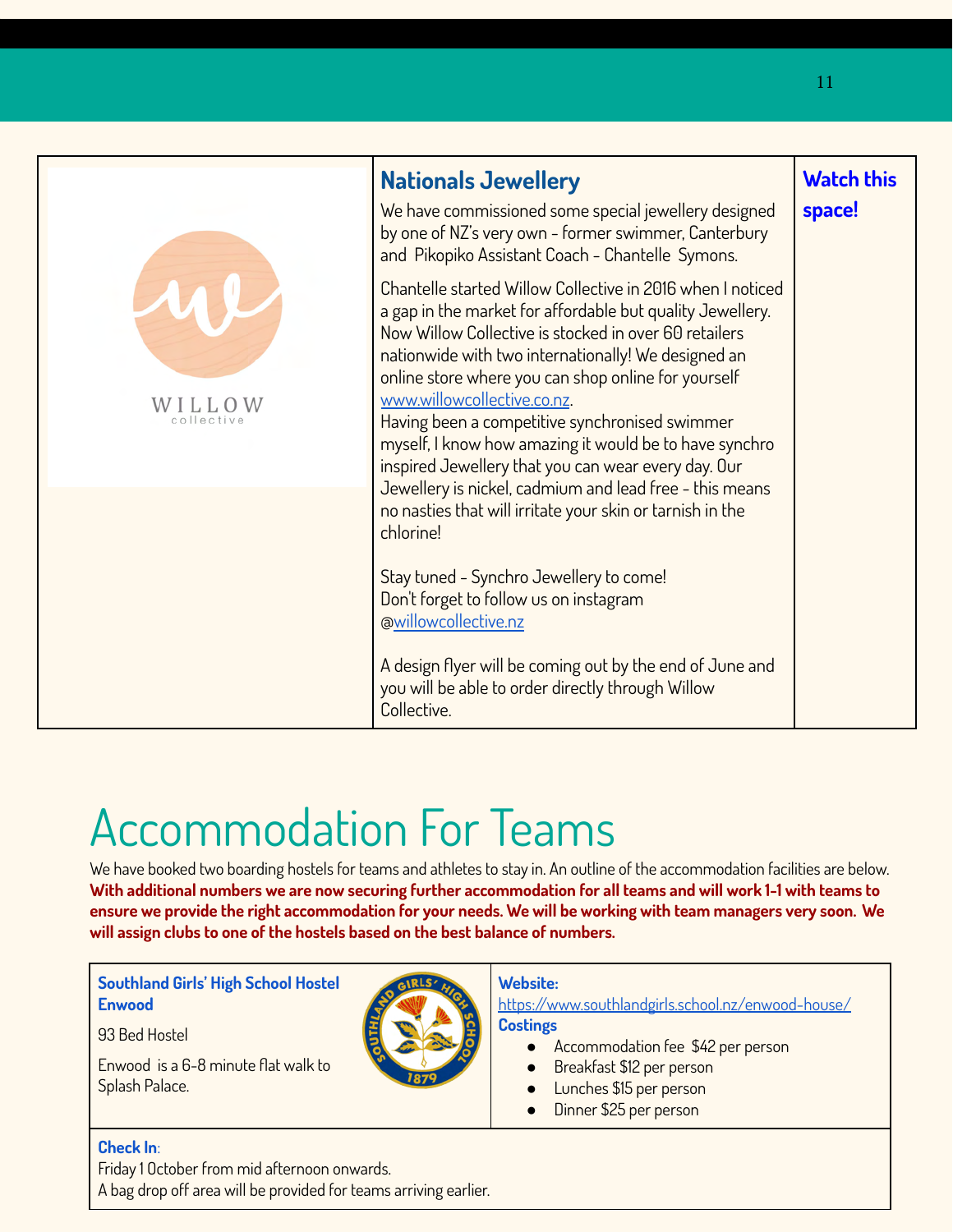## Nationals Jewellery

We have commissioned some special jewellery designed by one of NZ's very own - former swimmer, Canterbury and Pikopiko Assistant Coach - Chantelle Symons.

Chantelle started Willow Collective in 2016 when I noticed a gap in the market for affordable but quality Jewellery. Now Willow Collective is stocked in over 60 retailers nationwide with two internationally! We designed an online store where you can shop online for yourself www.willowcollective.co.nz.
Having been a competitive synchronised swimmer myself, I know how amazing it would be to have synchro inspired Jewellery that you can wear every day. Our Jewellery is nickel, cadmium and lead free - this means no nasties that will irritate your skin or tarnish in the chlorine!

Stay tuned - Synchro Jewellery to come!
Don't forget to follow us on instagram @willowcollective.nz

A design flyer will be coming out by the end of June and you will be able to order directly through Willow Collective.

**Watch this space!**

# Accommodation For Teams

We have booked two boarding hostels for teams and athletes to stay in. An outline of the accommodation facilities are below. **With additional numbers we are now securing further accommodation for all teams and will work 1-1 with teams to ensure we provide the right accommodation for your needs. We will be working with team managers very soon. We will assign clubs to one of the hostels based on the best balance of numbers.**

**Southland Girls' High School Hostel Enwood**

93 Bed Hostel

Enwood is a 6-8 minute flat walk to Splash Palace.

**Website:**
https://www.southlandgirls.school.nz/enwood-house/

**Costings**

- Accommodation fee $42 per person
- Breakfast $12 per person
- Lunches $15 per person
- Dinner $25 per person

**Check In**:
Friday 1 October from mid afternoon onwards.
A bag drop off area will be provided for teams arriving earlier.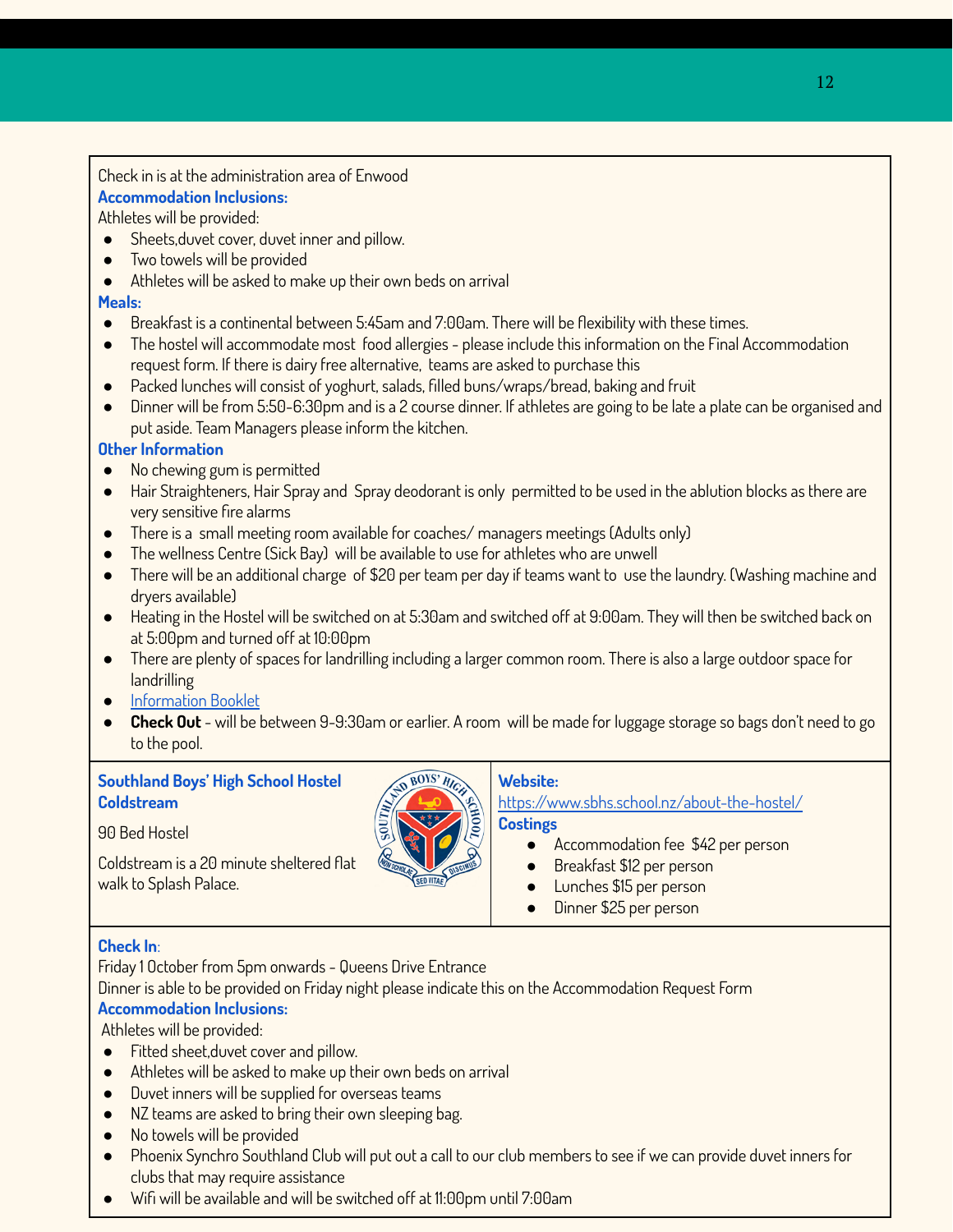Check in is at the administration area of Enwood

**Accommodation Inclusions:**

Athletes will be provided:

- Sheets,duvet cover, duvet inner and pillow.
- Two towels will be provided
- Athletes will be asked to make up their own beds on arrival

**Meals:**

- Breakfast is a continental between 5:45am and 7:00am. There will be flexibility with these times.
- The hostel will accommodate most food allergies - please include this information on the Final Accommodation request form. If there is dairy free alternative, teams are asked to purchase this
- Packed lunches will consist of yoghurt, salads, filled buns/wraps/bread, baking and fruit
- Dinner will be from 5:50-6:30pm and is a 2 course dinner. If athletes are going to be late a plate can be organised and put aside. Team Managers please inform the kitchen.

**Other Information**

- No chewing gum is permitted
- Hair Straighteners, Hair Spray and Spray deodorant is only permitted to be used in the ablution blocks as there are very sensitive fire alarms
- There is a small meeting room available for coaches/ managers meetings (Adults only)
- The wellness Centre (Sick Bay) will be available to use for athletes who are unwell
- There will be an additional charge of $20 per team per day if teams want to use the laundry. (Washing machine and dryers available)
- Heating in the Hostel will be switched on at 5:30am and switched off at 9:00am. They will then be switched back on at 5:00pm and turned off at 10:00pm
- There are plenty of spaces for landrilling including a larger common room. There is also a large outdoor space for landrilling
- Information Booklet
- **Check Out** - will be between 9-9:30am or earlier. A room will be made for luggage storage so bags don't need to go to the pool.

**Southland Boys' High School Hostel Coldstream**

90 Bed Hostel

Coldstream is a 20 minute sheltered flat walk to Splash Palace.

**Website:**

https://www.sbhs.school.nz/about-the-hostel/

**Costings**

- Accommodation fee $42 per person
- Breakfast $12 per person
- Lunches $15 per person
- Dinner $25 per person

**Check In**:

Friday 1 October from 5pm onwards - Queens Drive Entrance

Dinner is able to be provided on Friday night please indicate this on the Accommodation Request Form

**Accommodation Inclusions:**

Athletes will be provided:

- Fitted sheet,duvet cover and pillow.
- Athletes will be asked to make up their own beds on arrival
- Duvet inners will be supplied for overseas teams
- NZ teams are asked to bring their own sleeping bag.
- No towels will be provided
- Phoenix Synchro Southland Club will put out a call to our club members to see if we can provide duvet inners for clubs that may require assistance
- Wifi will be available and will be switched off at 11:00pm until 7:00am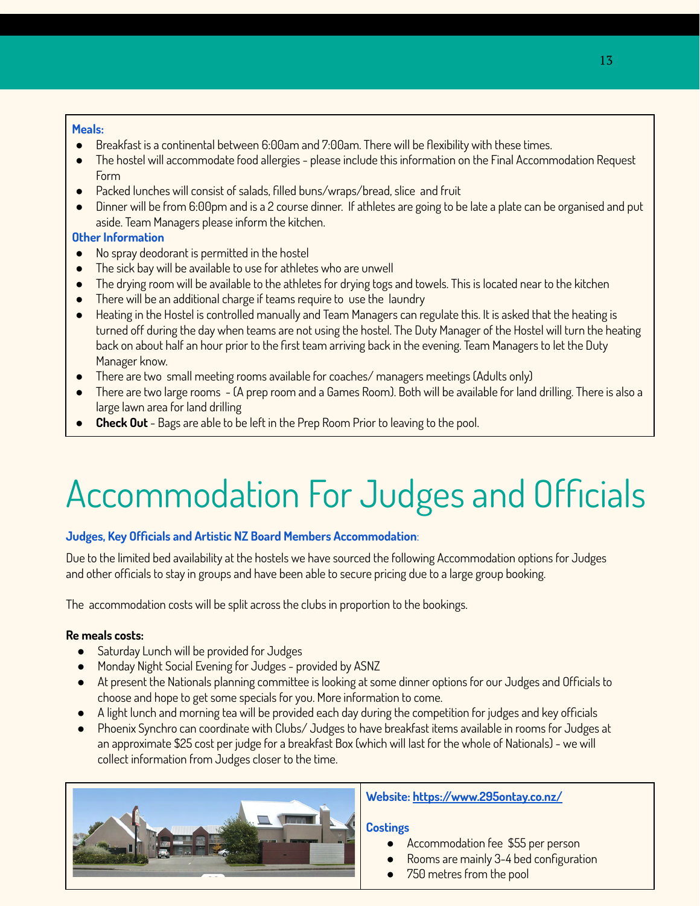**Meals:**

- Breakfast is a continental between 6:00am and 7:00am. There will be flexibility with these times.
- The hostel will accommodate food allergies - please include this information on the Final Accommodation Request Form
- Packed lunches will consist of salads, filled buns/wraps/bread, slice and fruit
- Dinner will be from 6:00pm and is a 2 course dinner. If athletes are going to be late a plate can be organised and put aside. Team Managers please inform the kitchen.

**Other Information**

- No spray deodorant is permitted in the hostel
- The sick bay will be available to use for athletes who are unwell
- The drying room will be available to the athletes for drying togs and towels. This is located near to the kitchen
- There will be an additional charge if teams require to use the laundry
- Heating in the Hostel is controlled manually and Team Managers can regulate this. It is asked that the heating is turned off during the day when teams are not using the hostel. The Duty Manager of the Hostel will turn the heating back on about half an hour prior to the first team arriving back in the evening. Team Managers to let the Duty Manager know.
- There are two small meeting rooms available for coaches/ managers meetings (Adults only)
- There are two large rooms - (A prep room and a Games Room). Both will be available for land drilling. There is also a large lawn area for land drilling
- **Check Out** - Bags are able to be left in the Prep Room Prior to leaving to the pool.

# Accommodation For Judges and Officials

**Judges, Key Officials and Artistic NZ Board Members Accommodation**:

Due to the limited bed availability at the hostels we have sourced the following Accommodation options for Judges and other officials to stay in groups and have been able to secure pricing due to a large group booking.

The accommodation costs will be split across the clubs in proportion to the bookings.

**Re meals costs:**

- Saturday Lunch will be provided for Judges
- Monday Night Social Evening for Judges - provided by ASNZ
- At present the Nationals planning committee is looking at some dinner options for our Judges and Officials to choose and hope to get some specials for you. More information to come.
- A light lunch and morning tea will be provided each day during the competition for judges and key officials
- Phoenix Synchro can coordinate with Clubs/ Judges to have breakfast items available in rooms for Judges at an approximate $25 cost per judge for a breakfast Box (which will last for the whole of Nationals) - we will collect information from Judges closer to the time.

**Website: https://www.295ontay.co.nz/**

**Costings**

- Accommodation fee $55 per person
- Rooms are mainly 3-4 bed configuration
- 750 metres from the pool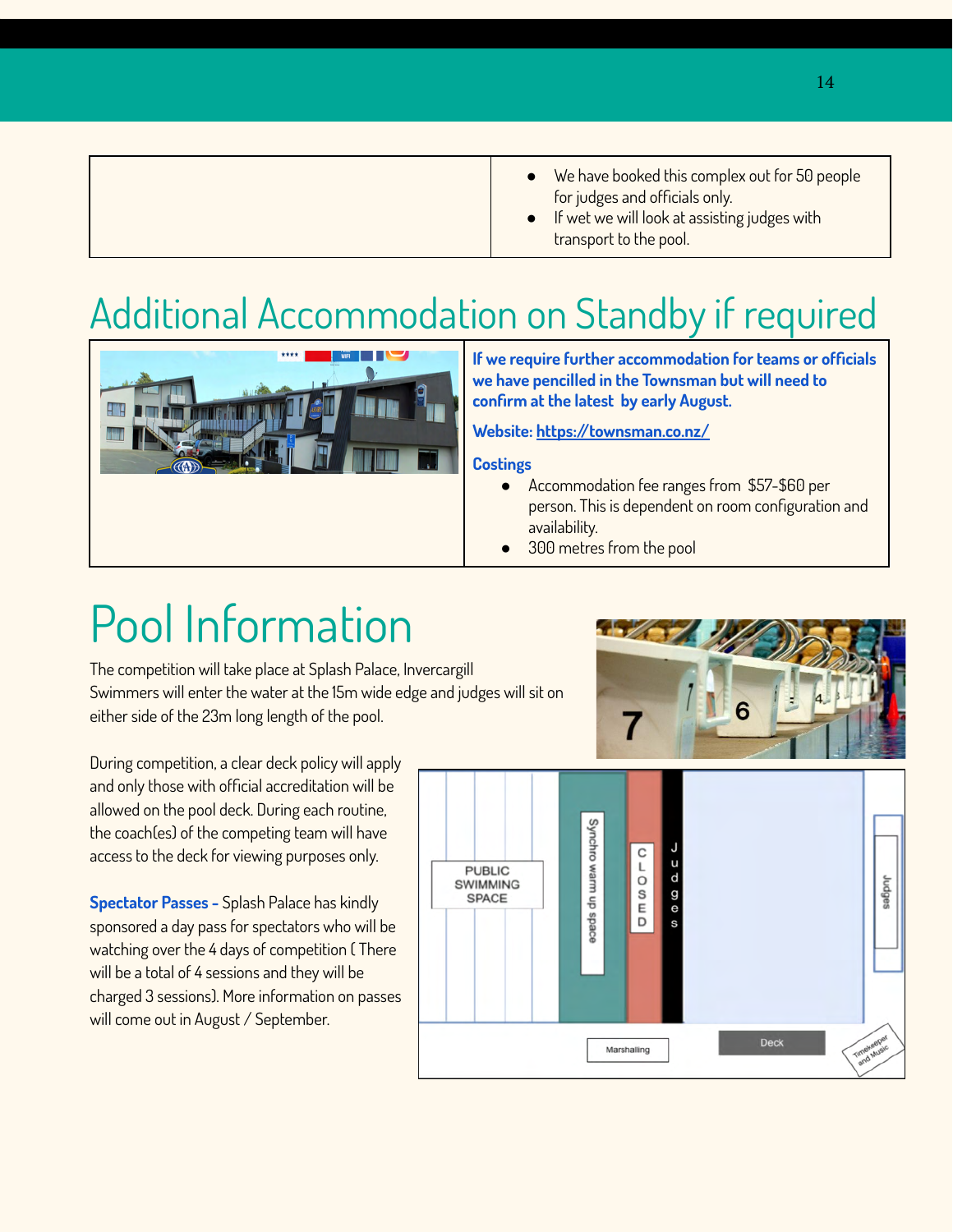| | |
|---|---|
| | • We have booked this complex out for 50 people for judges and officials only.<br>• If wet we will look at assisting judges with transport to the pool. |

# Additional Accommodation on Standby if required

| | |
|---|---|
| | **If we require further accommodation for teams or officials we have pencilled in the Townsman but will need to confirm at the latest by early August.**<br><br>**Website: [https://townsman.co.nz/](https://townsman.co.nz/)**<br><br>**Costings**<br>• Accommodation fee ranges from $57-$60 per person. This is dependent on room configuration and availability.<br>• 300 metres from the pool |

# Pool Information

The competition will take place at Splash Palace, Invercargill
Swimmers will enter the water at the 15m wide edge and judges will sit on either side of the 23m long length of the pool.

During competition, a clear deck policy will apply and only those with official accreditation will be allowed on the pool deck. During each routine, the coach(es) of the competing team will have access to the deck for viewing purposes only.

**Spectator Passes -** Splash Palace has kindly sponsored a day pass for spectators who will be watching over the 4 days of competition ( There will be a total of 4 sessions and they will be charged 3 sessions). More information on passes will come out in August / September.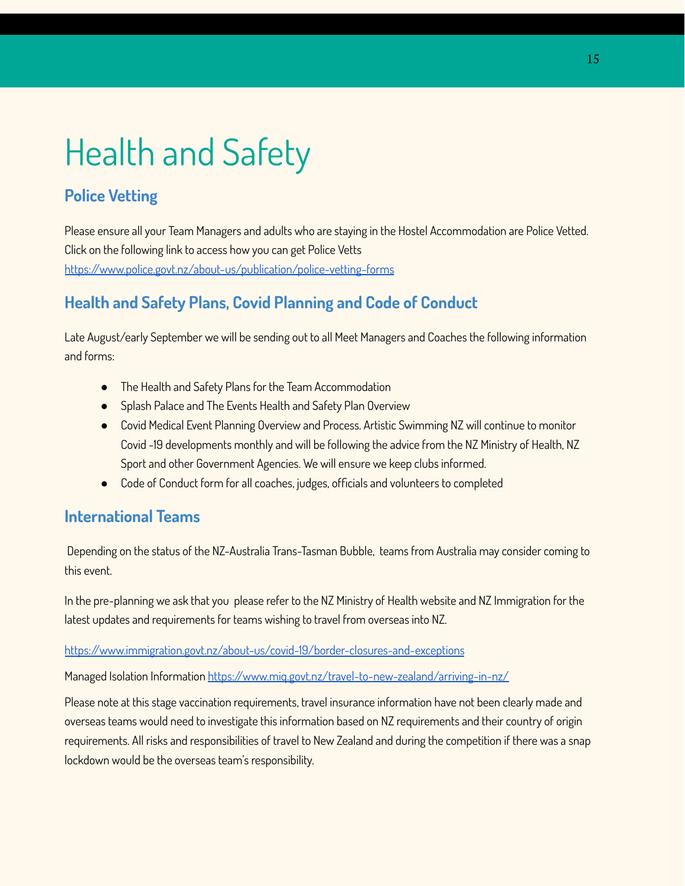# Health and Safety

## Police Vetting

Please ensure all your Team Managers and adults who are staying in the Hostel Accommodation are Police Vetted. Click on the following link to access how you can get Police Vetts
https://www.police.govt.nz/about-us/publication/police-vetting-forms

## Health and Safety Plans, Covid Planning and Code of Conduct

Late August/early September we will be sending out to all Meet Managers and Coaches the following information and forms:

- The Health and Safety Plans for the Team Accommodation
- Splash Palace and The Events Health and Safety Plan Overview
- Covid Medical Event Planning Overview and Process. Artistic Swimming NZ will continue to monitor Covid -19 developments monthly and will be following the advice from the NZ Ministry of Health, NZ Sport and other Government Agencies. We will ensure we keep clubs informed.
- Code of Conduct form for all coaches, judges, officials and volunteers to completed

## International Teams

Depending on the status of the NZ-Australia Trans-Tasman Bubble, teams from Australia may consider coming to this event.

In the pre-planning we ask that you please refer to the NZ Ministry of Health website and NZ Immigration for the latest updates and requirements for teams wishing to travel from overseas into NZ.

https://www.immigration.govt.nz/about-us/covid-19/border-closures-and-exceptions

Managed Isolation Information https://www.miq.govt.nz/travel-to-new-zealand/arriving-in-nz/

Please note at this stage vaccination requirements, travel insurance information have not been clearly made and overseas teams would need to investigate this information based on NZ requirements and their country of origin requirements. All risks and responsibilities of travel to New Zealand and during the competition if there was a snap lockdown would be the overseas team's responsibility.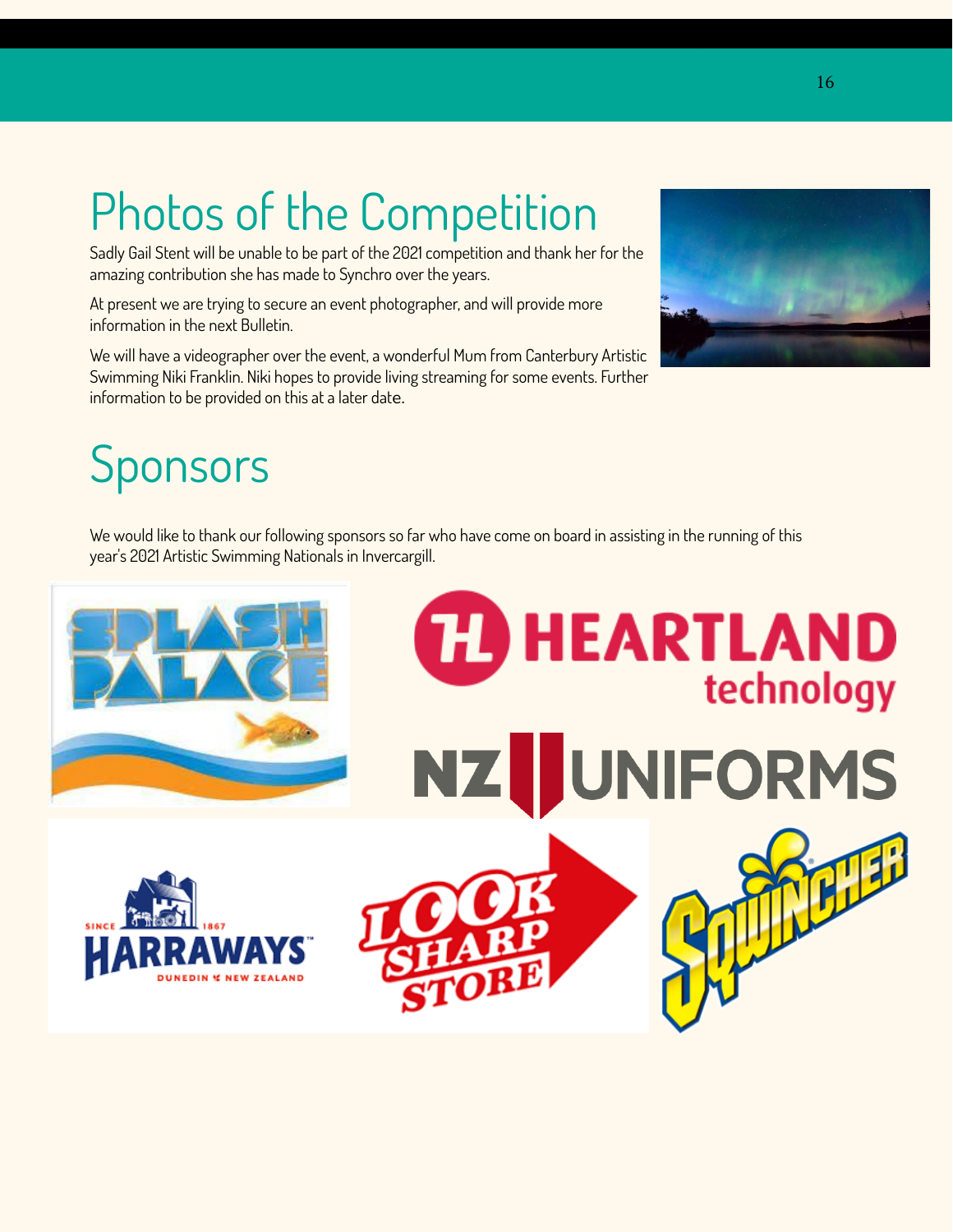# Photos of the Competition

Sadly Gail Stent will be unable to be part of the 2021 competition and thank her for the amazing contribution she has made to Synchro over the years.

At present we are trying to secure an event photographer, and will provide more information in the next Bulletin.

We will have a videographer over the event, a wonderful Mum from Canterbury Artistic Swimming Niki Franklin. Niki hopes to provide living streaming for some events. Further information to be provided on this at a later date.

# Sponsors

We would like to thank our following sponsors so far who have come on board in assisting in the running of this year's 2021 Artistic Swimming Nationals in Invercargill.